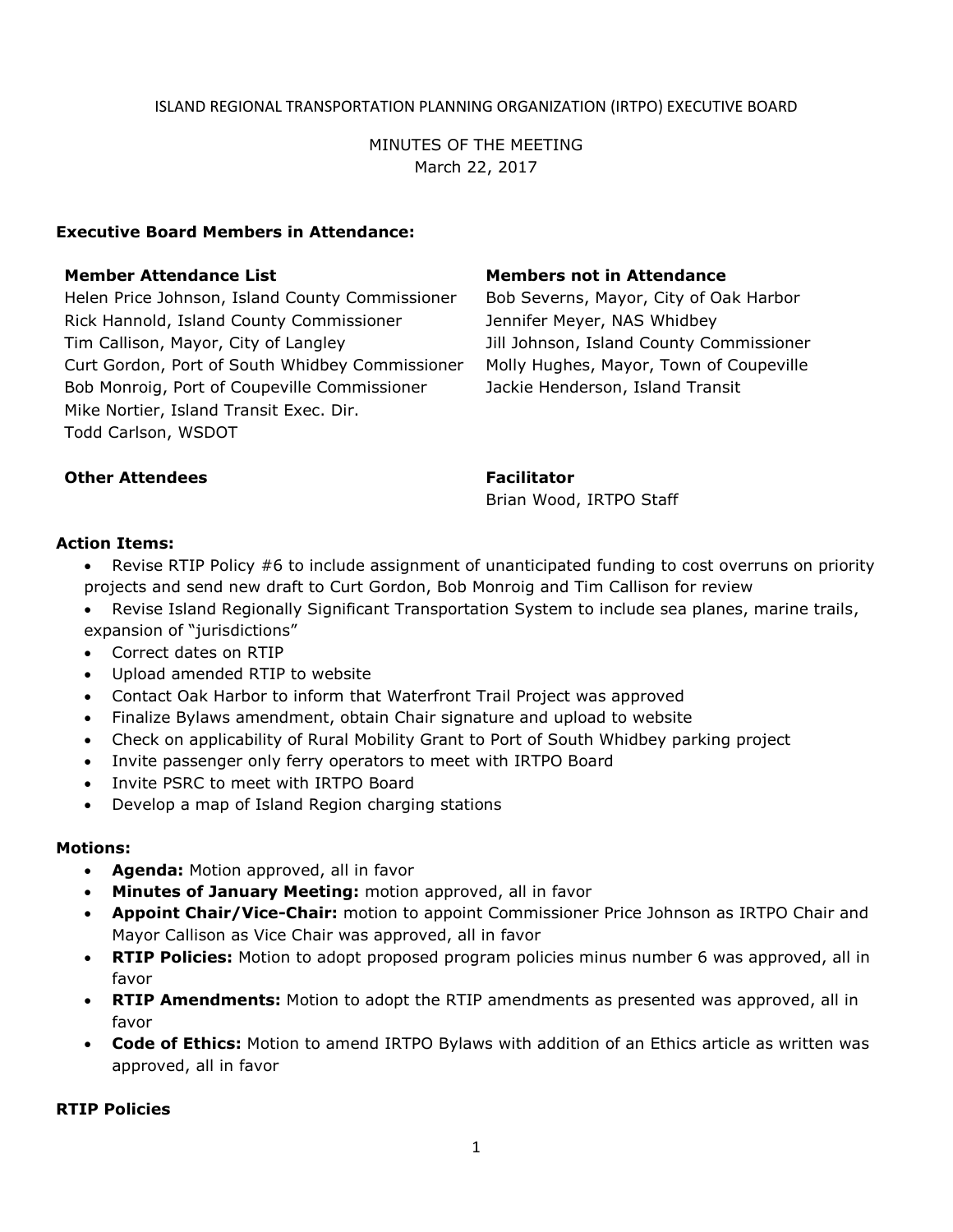ISLAND REGIONAL TRANSPORTATION PLANNING ORGANIZATION (IRTPO) EXECUTIVE BOARD

MINUTES OF THE MEETING
March 22, 2017

**Executive Board Members in Attendance:**

**Member Attendance List**

Helen Price Johnson, Island County Commissioner
Rick Hannold, Island County Commissioner
Tim Callison, Mayor, City of Langley
Curt Gordon, Port of South Whidbey Commissioner
Bob Monroig, Port of Coupeville Commissioner
Mike Nortier, Island Transit Exec. Dir.
Todd Carlson, WSDOT

**Members not in Attendance**

Bob Severns, Mayor, City of Oak Harbor
Jennifer Meyer, NAS Whidbey
Jill Johnson, Island County Commissioner
Molly Hughes, Mayor, Town of Coupeville
Jackie Henderson, Island Transit

**Other Attendees**

**Facilitator**

Brian Wood, IRTPO Staff

**Action Items:**

- Revise RTIP Policy #6 to include assignment of unanticipated funding to cost overruns on priority projects and send new draft to Curt Gordon, Bob Monroig and Tim Callison for review
- Revise Island Regionally Significant Transportation System to include sea planes, marine trails, expansion of "jurisdictions"
- Correct dates on RTIP
- Upload amended RTIP to website
- Contact Oak Harbor to inform that Waterfront Trail Project was approved
- Finalize Bylaws amendment, obtain Chair signature and upload to website
- Check on applicability of Rural Mobility Grant to Port of South Whidbey parking project
- Invite passenger only ferry operators to meet with IRTPO Board
- Invite PSRC to meet with IRTPO Board
- Develop a map of Island Region charging stations

**Motions:**

- **Agenda:** Motion approved, all in favor
- **Minutes of January Meeting:** motion approved, all in favor
- **Appoint Chair/Vice-Chair:** motion to appoint Commissioner Price Johnson as IRTPO Chair and Mayor Callison as Vice Chair was approved, all in favor
- **RTIP Policies:** Motion to adopt proposed program policies minus number 6 was approved, all in favor
- **RTIP Amendments:** Motion to adopt the RTIP amendments as presented was approved, all in favor
- **Code of Ethics:** Motion to amend IRTPO Bylaws with addition of an Ethics article as written was approved, all in favor

**RTIP Policies**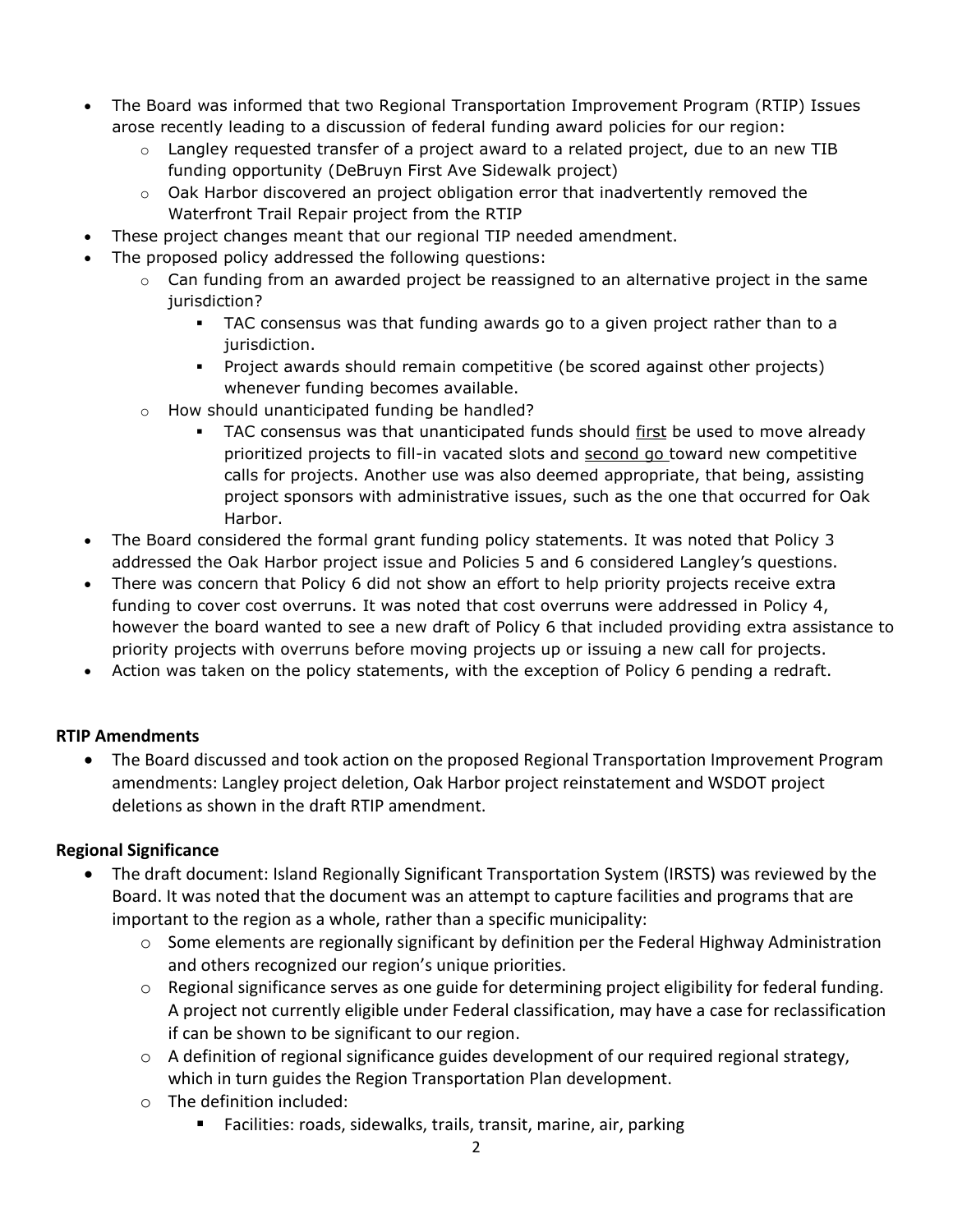- The Board was informed that two Regional Transportation Improvement Program (RTIP) Issues arose recently leading to a discussion of federal funding award policies for our region:
  - Langley requested transfer of a project award to a related project, due to an new TIB funding opportunity (DeBruyn First Ave Sidewalk project)
  - Oak Harbor discovered an project obligation error that inadvertently removed the Waterfront Trail Repair project from the RTIP
- These project changes meant that our regional TIP needed amendment.
- The proposed policy addressed the following questions:
  - Can funding from an awarded project be reassigned to an alternative project in the same jurisdiction?
    - TAC consensus was that funding awards go to a given project rather than to a jurisdiction.
    - Project awards should remain competitive (be scored against other projects) whenever funding becomes available.
  - How should unanticipated funding be handled?
    - TAC consensus was that unanticipated funds should <u>first</u> be used to move already prioritized projects to fill-in vacated slots and <u>second go</u> toward new competitive calls for projects. Another use was also deemed appropriate, that being, assisting project sponsors with administrative issues, such as the one that occurred for Oak Harbor.
- The Board considered the formal grant funding policy statements. It was noted that Policy 3 addressed the Oak Harbor project issue and Policies 5 and 6 considered Langley's questions.
- There was concern that Policy 6 did not show an effort to help priority projects receive extra funding to cover cost overruns. It was noted that cost overruns were addressed in Policy 4, however the board wanted to see a new draft of Policy 6 that included providing extra assistance to priority projects with overruns before moving projects up or issuing a new call for projects.
- Action was taken on the policy statements, with the exception of Policy 6 pending a redraft.

**RTIP Amendments**

- The Board discussed and took action on the proposed Regional Transportation Improvement Program amendments: Langley project deletion, Oak Harbor project reinstatement and WSDOT project deletions as shown in the draft RTIP amendment.

**Regional Significance**

- The draft document: Island Regionally Significant Transportation System (IRSTS) was reviewed by the Board. It was noted that the document was an attempt to capture facilities and programs that are important to the region as a whole, rather than a specific municipality:
  - Some elements are regionally significant by definition per the Federal Highway Administration and others recognized our region's unique priorities.
  - Regional significance serves as one guide for determining project eligibility for federal funding. A project not currently eligible under Federal classification, may have a case for reclassification if can be shown to be significant to our region.
  - A definition of regional significance guides development of our required regional strategy, which in turn guides the Region Transportation Plan development.
  - The definition included:
    - Facilities: roads, sidewalks, trails, transit, marine, air, parking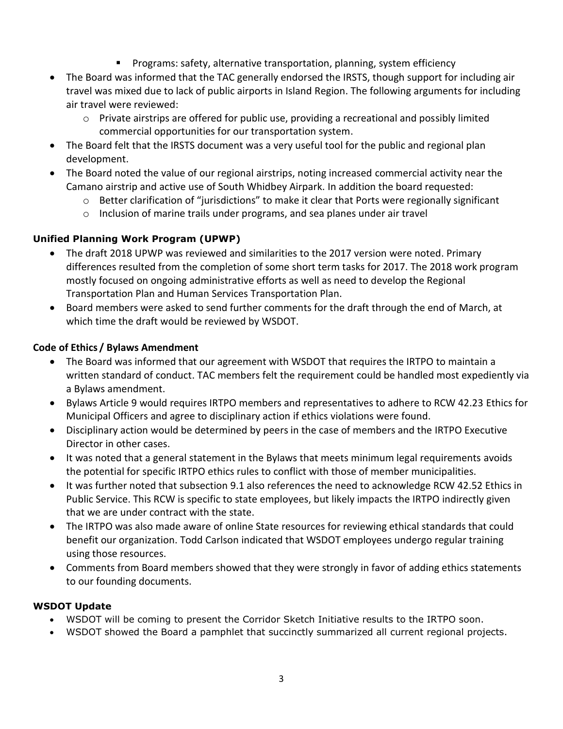- Programs: safety, alternative transportation, planning, system efficiency
- The Board was informed that the TAC generally endorsed the IRSTS, though support for including air travel was mixed due to lack of public airports in Island Region. The following arguments for including air travel were reviewed:
    - Private airstrips are offered for public use, providing a recreational and possibly limited commercial opportunities for our transportation system.
- The Board felt that the IRSTS document was a very useful tool for the public and regional plan development.
- The Board noted the value of our regional airstrips, noting increased commercial activity near the Camano airstrip and active use of South Whidbey Airpark. In addition the board requested:
    - Better clarification of "jurisdictions" to make it clear that Ports were regionally significant
    - Inclusion of marine trails under programs, and sea planes under air travel

**Unified Planning Work Program (UPWP)**

- The draft 2018 UPWP was reviewed and similarities to the 2017 version were noted. Primary differences resulted from the completion of some short term tasks for 2017. The 2018 work program mostly focused on ongoing administrative efforts as well as need to develop the Regional Transportation Plan and Human Services Transportation Plan.
- Board members were asked to send further comments for the draft through the end of March, at which time the draft would be reviewed by WSDOT.

**Code of Ethics / Bylaws Amendment**

- The Board was informed that our agreement with WSDOT that requires the IRTPO to maintain a written standard of conduct. TAC members felt the requirement could be handled most expediently via a Bylaws amendment.
- Bylaws Article 9 would requires IRTPO members and representatives to adhere to RCW 42.23 Ethics for Municipal Officers and agree to disciplinary action if ethics violations were found.
- Disciplinary action would be determined by peers in the case of members and the IRTPO Executive Director in other cases.
- It was noted that a general statement in the Bylaws that meets minimum legal requirements avoids the potential for specific IRTPO ethics rules to conflict with those of member municipalities.
- It was further noted that subsection 9.1 also references the need to acknowledge RCW 42.52 Ethics in Public Service. This RCW is specific to state employees, but likely impacts the IRTPO indirectly given that we are under contract with the state.
- The IRTPO was also made aware of online State resources for reviewing ethical standards that could benefit our organization. Todd Carlson indicated that WSDOT employees undergo regular training using those resources.
- Comments from Board members showed that they were strongly in favor of adding ethics statements to our founding documents.

**WSDOT Update**

- WSDOT will be coming to present the Corridor Sketch Initiative results to the IRTPO soon.
- WSDOT showed the Board a pamphlet that succinctly summarized all current regional projects.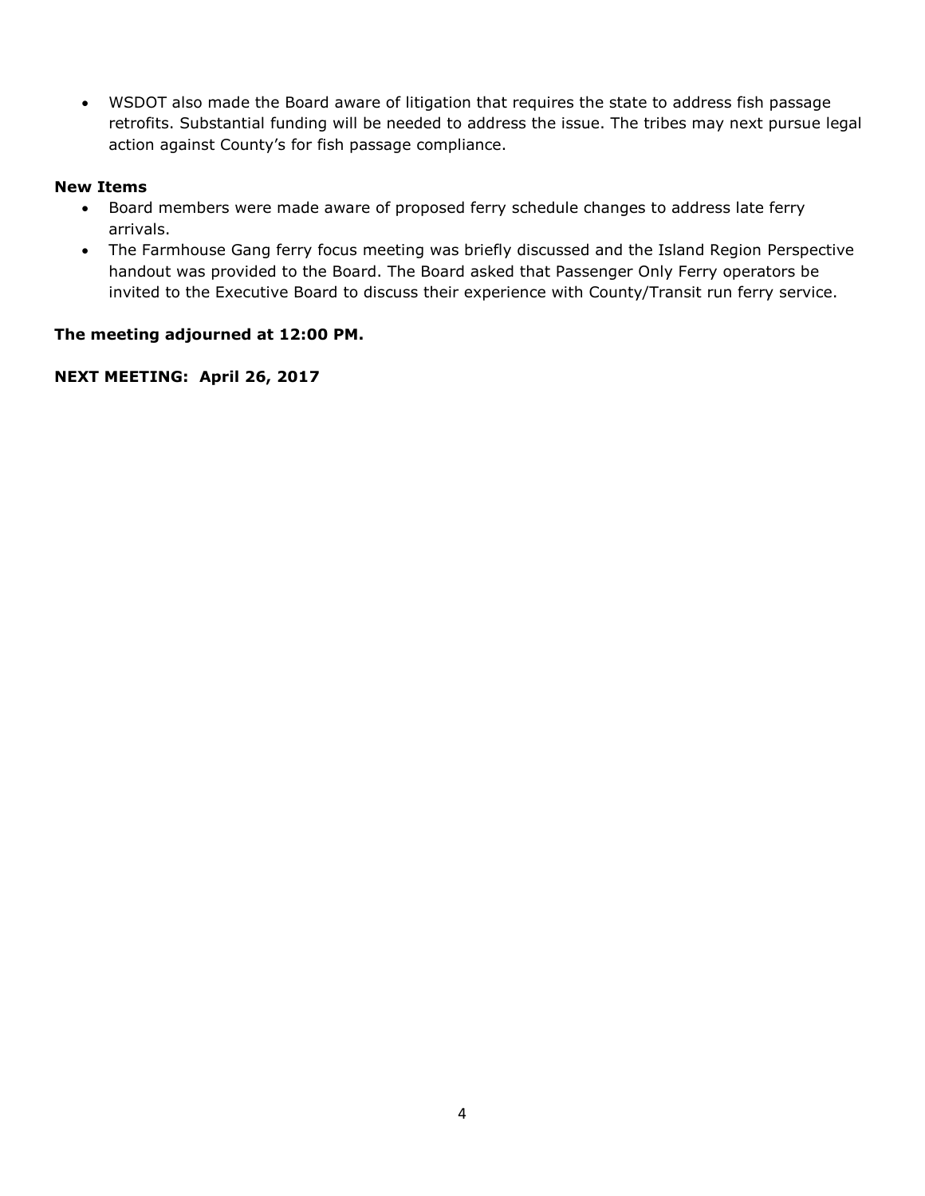- WSDOT also made the Board aware of litigation that requires the state to address fish passage retrofits. Substantial funding will be needed to address the issue. The tribes may next pursue legal action against County's for fish passage compliance.

**New Items**

- Board members were made aware of proposed ferry schedule changes to address late ferry arrivals.
- The Farmhouse Gang ferry focus meeting was briefly discussed and the Island Region Perspective handout was provided to the Board. The Board asked that Passenger Only Ferry operators be invited to the Executive Board to discuss their experience with County/Transit run ferry service.

**The meeting adjourned at 12:00 PM.**

**NEXT MEETING: April 26, 2017**